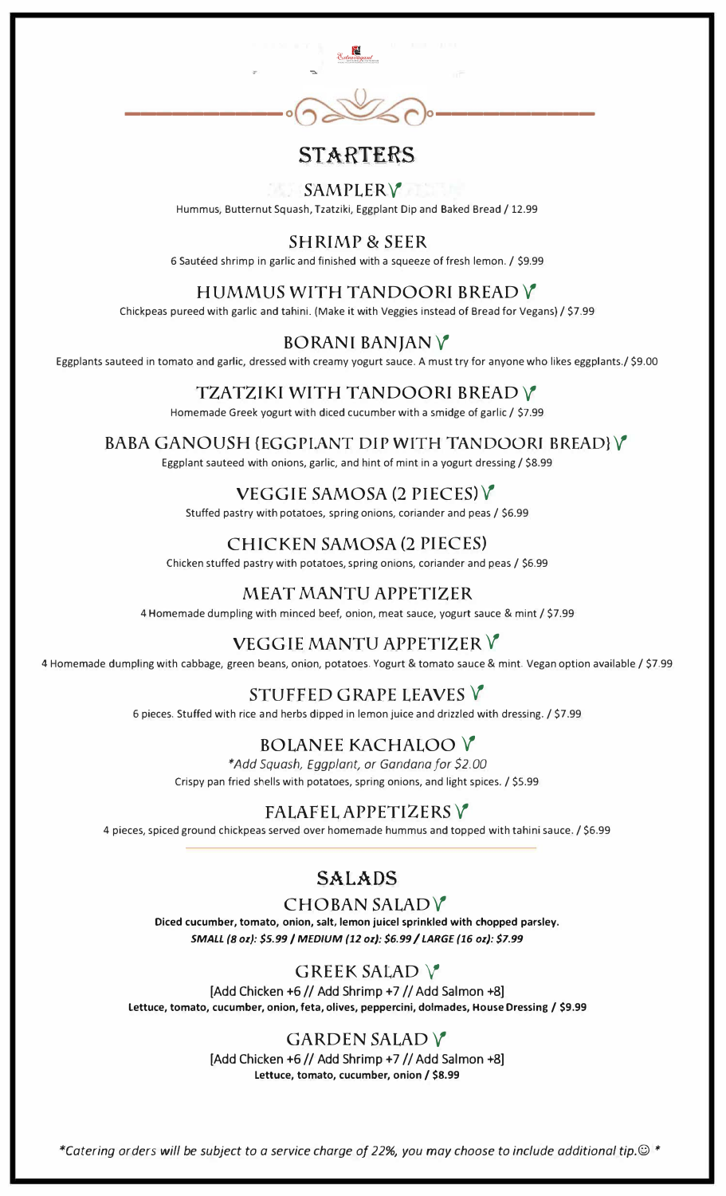## STARTERS

### SAMPLER ✓

Hummus, Butternut Squash, Tzatziki, Eggplant Dip and Baked Bread / 12.99

### SHRIMP & SEER

6 Sautéed shrimp in garlic and finished with a squeeze of fresh lemon. / $9.99

### HUMMUS WITH TANDOORI BREAD ✓

Chickpeas pureed with garlic and tahini. (Make it with Veggies instead of Bread for Vegans) / $7.99

### BORANI BANJAN ✓

Eggplants sauteed in tomato and garlic, dressed with creamy yogurt sauce. A must try for anyone who likes eggplants./ $9.00

### TZATZIKI WITH TANDOORI BREAD ✓

Homemade Greek yogurt with diced cucumber with a smidge of garlic / $7.99

### BABA GANOUSH {EGGPLANT DIP WITH TANDOORI BREAD} ✓

Eggplant sauteed with onions, garlic, and hint of mint in a yogurt dressing / $8.99

### VEGGIE SAMOSA (2 PIECES) ✓

Stuffed pastry with potatoes, spring onions, coriander and peas / $6.99

### CHICKEN SAMOSA (2 PIECES)

Chicken stuffed pastry with potatoes, spring onions, coriander and peas / $6.99

### MEAT MANTU APPETIZER

4 Homemade dumpling with minced beef, onion, meat sauce, yogurt sauce & mint / $7.99

### VEGGIE MANTU APPETIZER ✓

4 Homemade dumpling with cabbage, green beans, onion, potatoes. Yogurt & tomato sauce & mint. Vegan option available / $7.99

### STUFFED GRAPE LEAVES ✓

6 pieces. Stuffed with rice and herbs dipped in lemon juice and drizzled with dressing. / $7.99

### BOLANEE KACHALOO ✓

*\*Add Squash, Eggplant, or Gandana for $2.00*

Crispy pan fried shells with potatoes, spring onions, and light spices. / $5.99

### FALAFEL APPETIZERS ✓

4 pieces, spiced ground chickpeas served over homemade hummus and topped with tahini sauce. / $6.99

## SALADS

### CHOBAN SALAD ✓

**Diced cucumber, tomato, onion, salt, lemon juicel sprinkled with chopped parsley.**

***SMALL (8 oz): $5.99 / MEDIUM (12 oz): $6.99 / LARGE (16 oz): $7.99***

### GREEK SALAD ✓

[Add Chicken +6 // Add Shrimp +7 // Add Salmon +8]

**Lettuce, tomato, cucumber, onion, feta, olives, peppercini, dolmades, House Dressing / $9.99**

### GARDEN SALAD ✓

[Add Chicken +6 // Add Shrimp +7 // Add Salmon +8]

**Lettuce, tomato, cucumber, onion / $8.99**

*\*Catering orders will be subject to a service charge of 22%, you may choose to include additional tip.☺ \**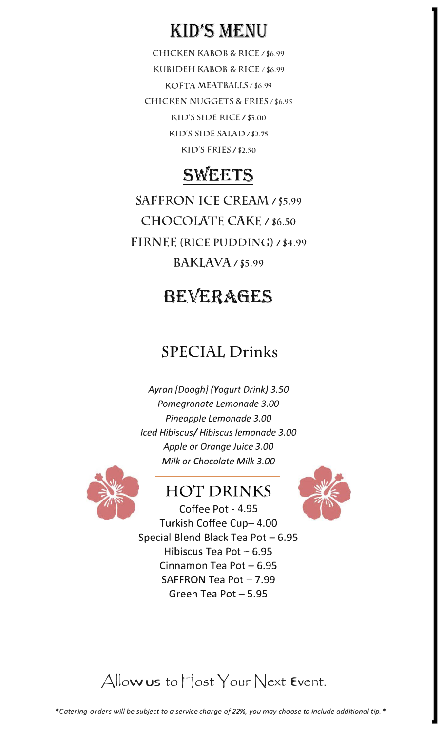# KID'S MENU

CHICKEN KABOB & RICE / $6.99

KUBIDEH KABOB & RICE / $6.99

KOFTA MEATBALLS / $6.99

CHICKEN NUGGETS & FRIES / $6.95

KID'S SIDE RICE / $3.00

KID'S SIDE SALAD / $2.75

KID'S FRIES / $2.50

# SWEETS

SAFFRON ICE CREAM / $5.99

CHOCOLATE CAKE / $6.50

FIRNEE (RICE PUDDING) / $4.99

BAKLAVA / $5.99

# BEVERAGES

## SPECIAL Drinks

*Ayran [Doogh] (Yogurt Drink) 3.50*

*Pomegranate Lemonade 3.00*

*Pineapple Lemonade 3.00*

*Iced Hibiscus/ Hibiscus lemonade 3.00*

*Apple or Orange Juice 3.00*

*Milk or Chocolate Milk 3.00*

## HOT DRINKS

Coffee Pot - 4.95

Turkish Coffee Cup– 4.00

Special Blend Black Tea Pot – 6.95

Hibiscus Tea Pot – 6.95

Cinnamon Tea Pot – 6.95

SAFFRON Tea Pot – 7.99

Green Tea Pot – 5.95

Allow us to Host Your Next Event.

*\*Catering orders will be subject to a service charge of 22%, you may choose to include additional tip.\**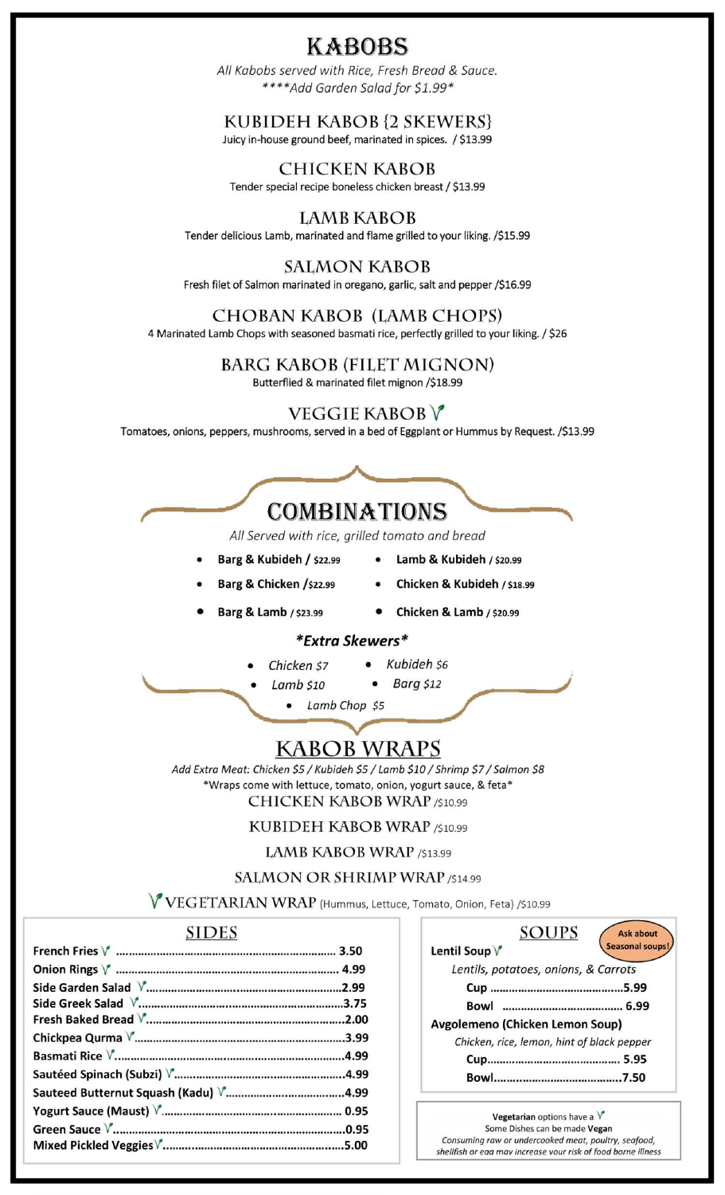# KABOBS

*All Kabobs served with Rice, Fresh Bread & Sauce.*
*\*\*\*\*Add Garden Salad for $1.99\**

### KUBIDEH KABOB {2 SKEWERS}
Juicy in-house ground beef, marinated in spices. / $13.99

### CHICKEN KABOB
Tender special recipe boneless chicken breast / $13.99

### LAMB KABOB
Tender delicious Lamb, marinated and flame grilled to your liking. /$15.99

### SALMON KABOB
Fresh filet of Salmon marinated in oregano, garlic, salt and pepper /$16.99

### CHOBAN KABOB (LAMB CHOPS)
4 Marinated Lamb Chops with seasoned basmati rice, perfectly grilled to your liking. / $26

### BARG KABOB (FILET MIGNON)
Butterflied & marinated filet mignon /$18.99

### VEGGIE KABOB V
Tomatoes, onions, peppers, mushrooms, served in a bed of Eggplant or Hummus by Request. /$13.99

# COMBINATIONS

*All Served with rice, grilled tomato and bread*

- **Barg & Kubideh** / $22.99
- **Barg & Chicken** /$22.99
- **Barg & Lamb** / $23.99
- **Lamb & Kubideh** / $20.99
- **Chicken & Kubideh** / $18.99
- **Chicken & Lamb** / $20.99

### *\*Extra Skewers\**

- *Chicken $7*
- *Lamb $10*
- *Kubideh $6*
- *Barg $12*
- *Lamb Chop $5*

# KABOB WRAPS

*Add Extra Meat: Chicken $5 / Kubideh $5 / Lamb $10 / Shrimp $7 / Salmon $8*
*\*Wraps come with lettuce, tomato, onion, yogurt sauce, & feta\**

CHICKEN KABOB WRAP /$10.99

KUBIDEH KABOB WRAP /$10.99

LAMB KABOB WRAP /$13.99

SALMON OR SHRIMP WRAP /$14.99

V VEGETARIAN WRAP (Hummus, Lettuce, Tomato, Onion, Feta) /$10.99

## SIDES

| Item | Price |
|---|---|
| **French Fries** V | 3.50 |
| **Onion Rings** V | 4.99 |
| **Side Garden Salad** V | 2.99 |
| **Side Greek Salad** V | 3.75 |
| **Fresh Baked Bread** V | 2.00 |
| **Chickpea Qurma** V | 3.99 |
| **Basmati Rice** V | 4.99 |
| **Sautéed Spinach (Subzi)** V | 4.99 |
| **Sauteed Butternut Squash (Kadu)** V | 4.99 |
| **Yogurt Sauce (Maust)** V | 0.95 |
| **Green Sauce** V | 0.95 |
| **Mixed Pickled Veggies** V | 5.00 |

## SOUPS

**Ask about Seasonal soups!**

**Lentil Soup** V

*Lentils, potatoes, onions, & Carrots*

| | Price |
|---|---|
| **Cup** | 5.99 |
| **Bowl** | 6.99 |

**Avgolemeno (Chicken Lemon Soup)**

*Chicken, rice, lemon, hint of black pepper*

| | Price |
|---|---|
| **Cup** | 5.95 |
| **Bowl** | 7.50 |

**Vegetarian** options have a V
Some Dishes can be made **Vegan**
*Consuming raw or undercooked meat, poultry, seafood, shellfish or egg may increase your risk of food borne illness*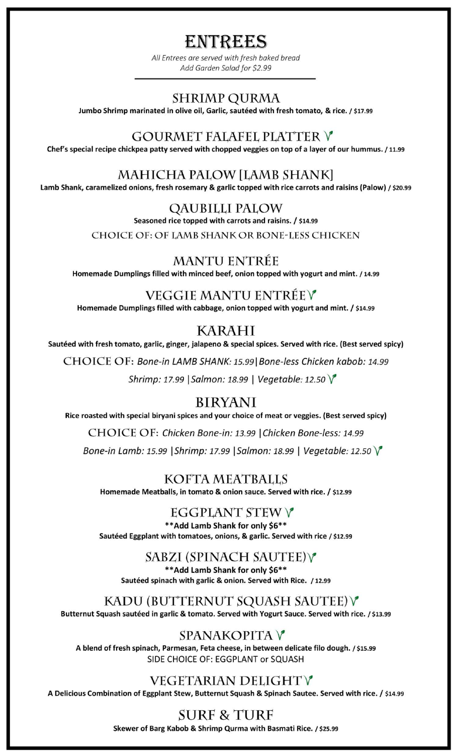# ENTREES

*All Entrees are served with fresh baked bread*
*Add Garden Salad for $2.99*

## SHRIMP QURMA

**Jumbo Shrimp marinated in olive oil, Garlic, sautéed with fresh tomato, & rice. / $17.99**

## GOURMET FALAFEL PLATTER V

**Chef's special recipe chickpea patty served with chopped veggies on top of a layer of our hummus. / 11.99**

## MAHICHA PALOW [LAMB SHANK]

**Lamb Shank, caramelized onions, fresh rosemary & garlic topped with rice carrots and raisins (Palow) / $20.99**

## QAUBILLI PALOW

**Seasoned rice topped with carrots and raisins. / $14.99**

CHOICE OF: OF LAMB SHANK OR BONE-LESS CHICKEN

## MANTU ENTRÉE

**Homemade Dumplings filled with minced beef, onion topped with yogurt and mint. / 14.99**

## VEGGIE MANTU ENTRÉE V

**Homemade Dumplings filled with cabbage, onion topped with yogurt and mint. / $14.99**

## KARAHI

**Sautéed with fresh tomato, garlic, ginger, jalapeno & special spices. Served with rice. (Best served spicy)**

CHOICE OF: *Bone-in LAMB SHANK: 15.99 | Bone-less Chicken kabob: 14.99*

*Shrimp: 17.99 | Salmon: 18.99 | Vegetable: 12.50* V

## BIRYANI

**Rice roasted with special biryani spices and your choice of meat or veggies. (Best served spicy)**

CHOICE OF: *Chicken Bone-in: 13.99 | Chicken Bone-less: 14.99*

*Bone-in Lamb: 15.99 | Shrimp: 17.99 | Salmon: 18.99 | Vegetable: 12.50* V

## KOFTA MEATBALLS

**Homemade Meatballs, in tomato & onion sauce. Served with rice. / $12.99**

## EGGPLANT STEW V

****Add Lamb Shank for only $6****

**Sautéed Eggplant with tomatoes, onions, & garlic. Served with rice / $12.99**

## SABZI (SPINACH SAUTEE) V

****Add Lamb Shank for only $6****

**Sautéed spinach with garlic & onion. Served with Rice. / 12.99**

## KADU (BUTTERNUT SQUASH SAUTEE) V

**Butternut Squash sautéed in garlic & tomato. Served with Yogurt Sauce. Served with rice. / $13.99**

## SPANAKOPITA V

**A blend of fresh spinach, Parmesan, Feta cheese, in between delicate filo dough. / $15.99**

SIDE CHOICE OF: EGGPLANT or SQUASH

## VEGETARIAN DELIGHT V

**A Delicious Combination of Eggplant Stew, Butternut Squash & Spinach Sautee. Served with rice. / $14.99**

## SURF & TURF

**Skewer of Barg Kabob & Shrimp Qurma with Basmati Rice. / $25.99**